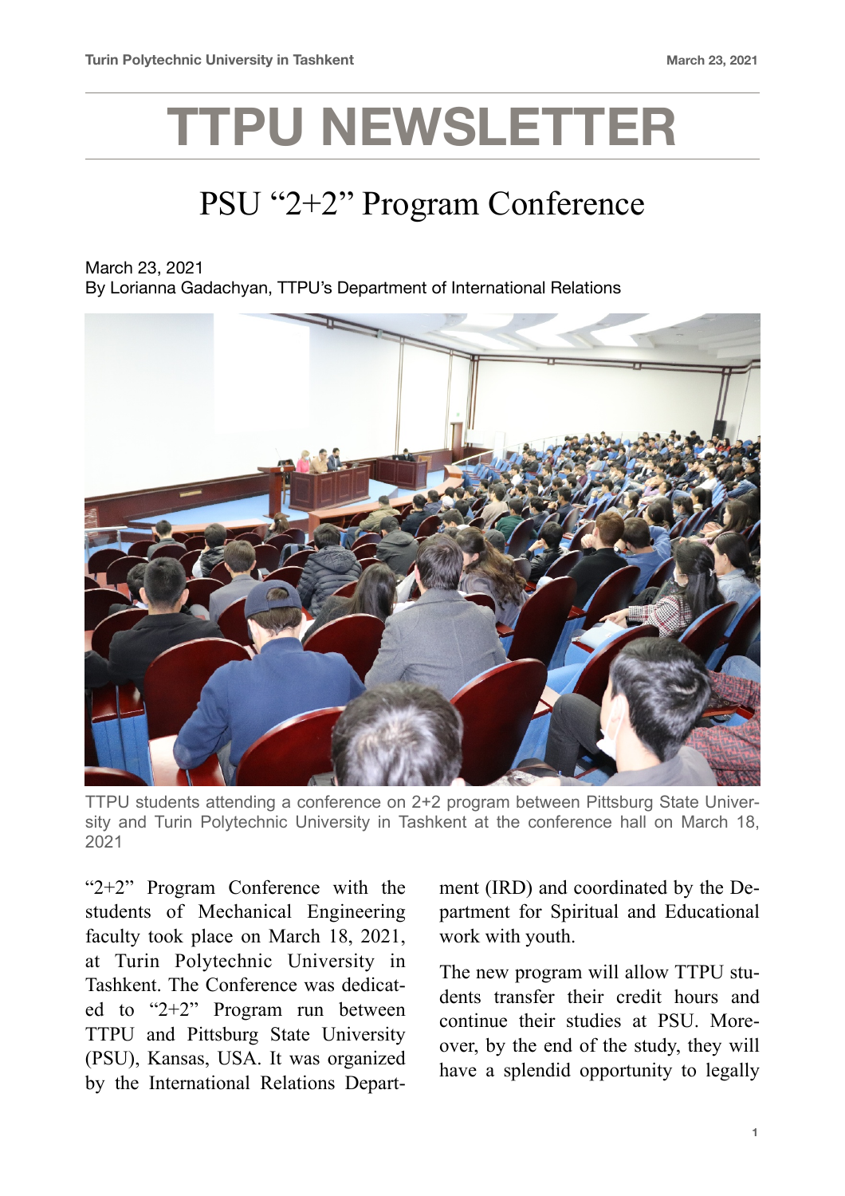# TTPU NEWSLETTER

## PSU "2+2" Program Conference

March 23, 2021
By Lorianna Gadachyan, TTPU's Department of International Relations

TTPU students attending a conference on 2+2 program between Pittsburg State University and Turin Polytechnic University in Tashkent at the conference hall on March 18, 2021

"2+2" Program Conference with the students of Mechanical Engineering faculty took place on March 18, 2021, at Turin Polytechnic University in Tashkent. The Conference was dedicated to "2+2" Program run between TTPU and Pittsburg State University (PSU), Kansas, USA. It was organized by the International Relations Department (IRD) and coordinated by the Department for Spiritual and Educational work with youth.

The new program will allow TTPU students transfer their credit hours and continue their studies at PSU. Moreover, by the end of the study, they will have a splendid opportunity to legally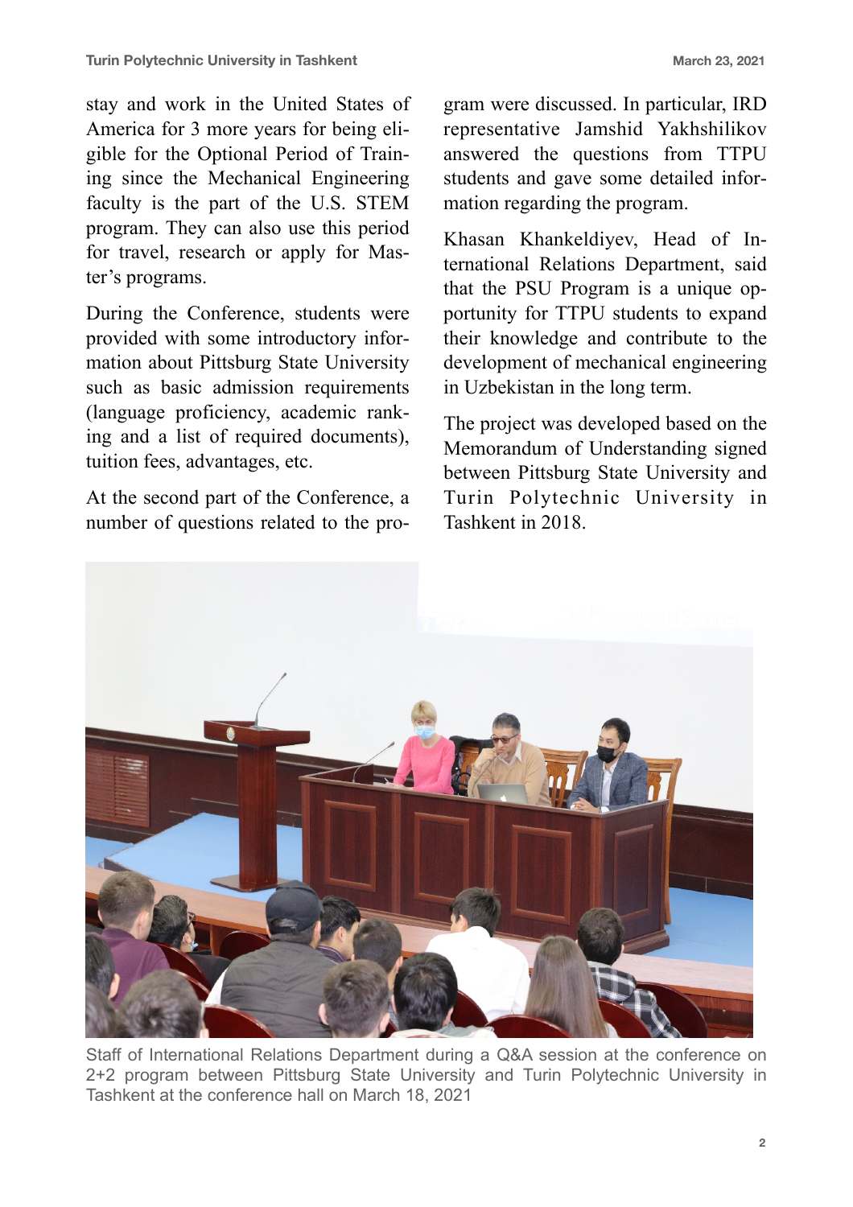stay and work in the United States of America for 3 more years for being eligible for the Optional Period of Training since the Mechanical Engineering faculty is the part of the U.S. STEM program. They can also use this period for travel, research or apply for Master's programs.

During the Conference, students were provided with some introductory information about Pittsburg State University such as basic admission requirements (language proficiency, academic ranking and a list of required documents), tuition fees, advantages, etc.

At the second part of the Conference, a number of questions related to the program were discussed. In particular, IRD representative Jamshid Yakhshilikov answered the questions from TTPU students and gave some detailed information regarding the program.

Khasan Khankeldiyev, Head of International Relations Department, said that the PSU Program is a unique opportunity for TTPU students to expand their knowledge and contribute to the development of mechanical engineering in Uzbekistan in the long term.

The project was developed based on the Memorandum of Understanding signed between Pittsburg State University and Turin Polytechnic University in Tashkent in 2018.

Staff of International Relations Department during a Q&A session at the conference on 2+2 program between Pittsburg State University and Turin Polytechnic University in Tashkent at the conference hall on March 18, 2021